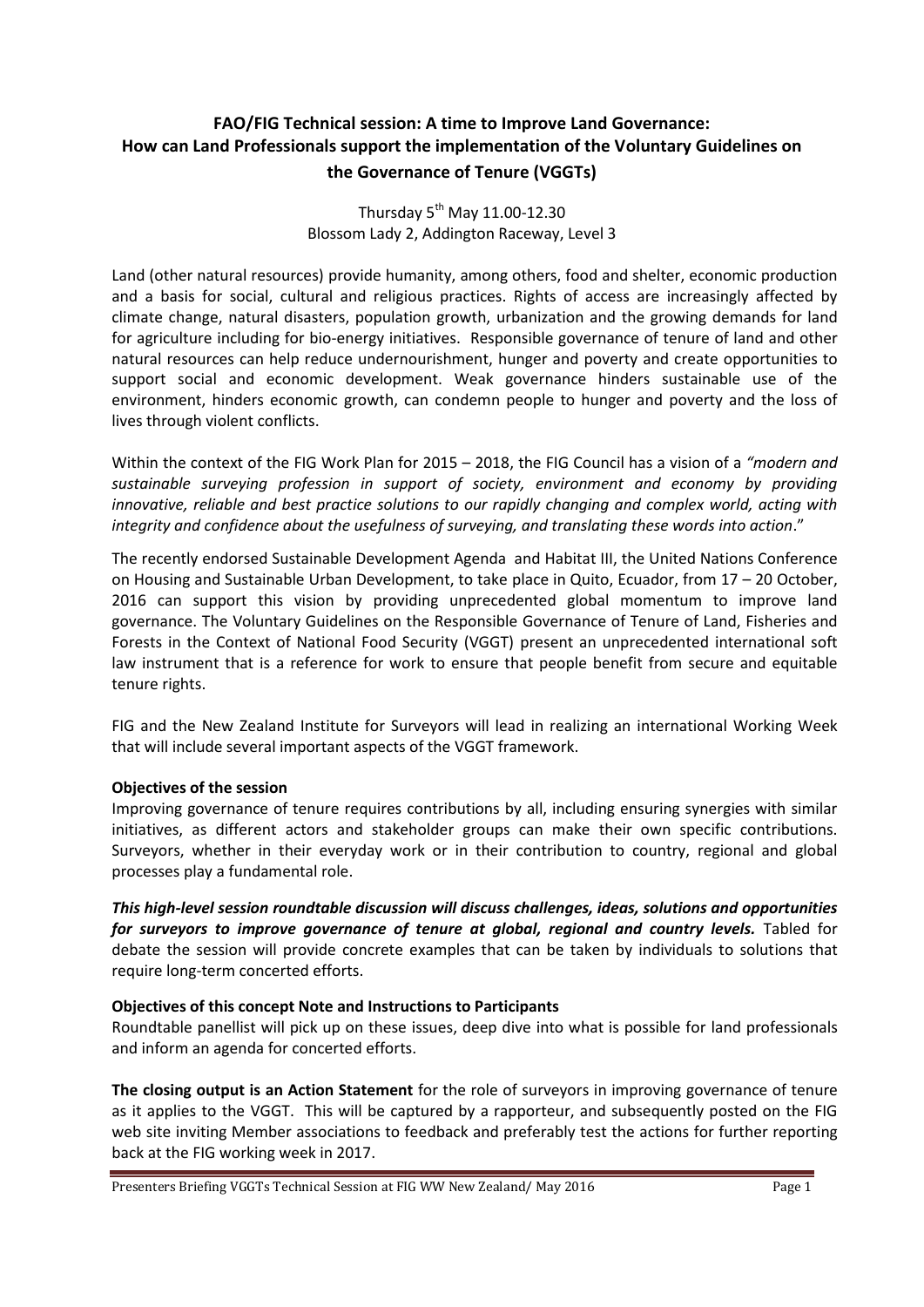# FAO/FIG Technical session: A time to Improve Land Governance: How can Land Professionals support the implementation of the Voluntary Guidelines on the Governance of Tenure (VGGTs)

Thursday 5th May 11.00-12.30
Blossom Lady 2, Addington Raceway, Level 3

Land (other natural resources) provide humanity, among others, food and shelter, economic production and a basis for social, cultural and religious practices. Rights of access are increasingly affected by climate change, natural disasters, population growth, urbanization and the growing demands for land for agriculture including for bio-energy initiatives. Responsible governance of tenure of land and other natural resources can help reduce undernourishment, hunger and poverty and create opportunities to support social and economic development. Weak governance hinders sustainable use of the environment, hinders economic growth, can condemn people to hunger and poverty and the loss of lives through violent conflicts.

Within the context of the FIG Work Plan for 2015 – 2018, the FIG Council has a vision of a *"modern and sustainable surveying profession in support of society, environment and economy by providing innovative, reliable and best practice solutions to our rapidly changing and complex world, acting with integrity and confidence about the usefulness of surveying, and translating these words into action*."

The recently endorsed Sustainable Development Agenda and Habitat III, the United Nations Conference on Housing and Sustainable Urban Development, to take place in Quito, Ecuador, from 17 – 20 October, 2016 can support this vision by providing unprecedented global momentum to improve land governance. The Voluntary Guidelines on the Responsible Governance of Tenure of Land, Fisheries and Forests in the Context of National Food Security (VGGT) present an unprecedented international soft law instrument that is a reference for work to ensure that people benefit from secure and equitable tenure rights.

FIG and the New Zealand Institute for Surveyors will lead in realizing an international Working Week that will include several important aspects of the VGGT framework.

**Objectives of the session**

Improving governance of tenure requires contributions by all, including ensuring synergies with similar initiatives, as different actors and stakeholder groups can make their own specific contributions. Surveyors, whether in their everyday work or in their contribution to country, regional and global processes play a fundamental role.

***This high-level session roundtable discussion will discuss challenges, ideas, solutions and opportunities for surveyors to improve governance of tenure at global, regional and country levels.*** Tabled for debate the session will provide concrete examples that can be taken by individuals to solutions that require long-term concerted efforts.

**Objectives of this concept Note and Instructions to Participants**

Roundtable panellist will pick up on these issues, deep dive into what is possible for land professionals and inform an agenda for concerted efforts.

**The closing output is an Action Statement** for the role of surveyors in improving governance of tenure as it applies to the VGGT. This will be captured by a rapporteur, and subsequently posted on the FIG web site inviting Member associations to feedback and preferably test the actions for further reporting back at the FIG working week in 2017.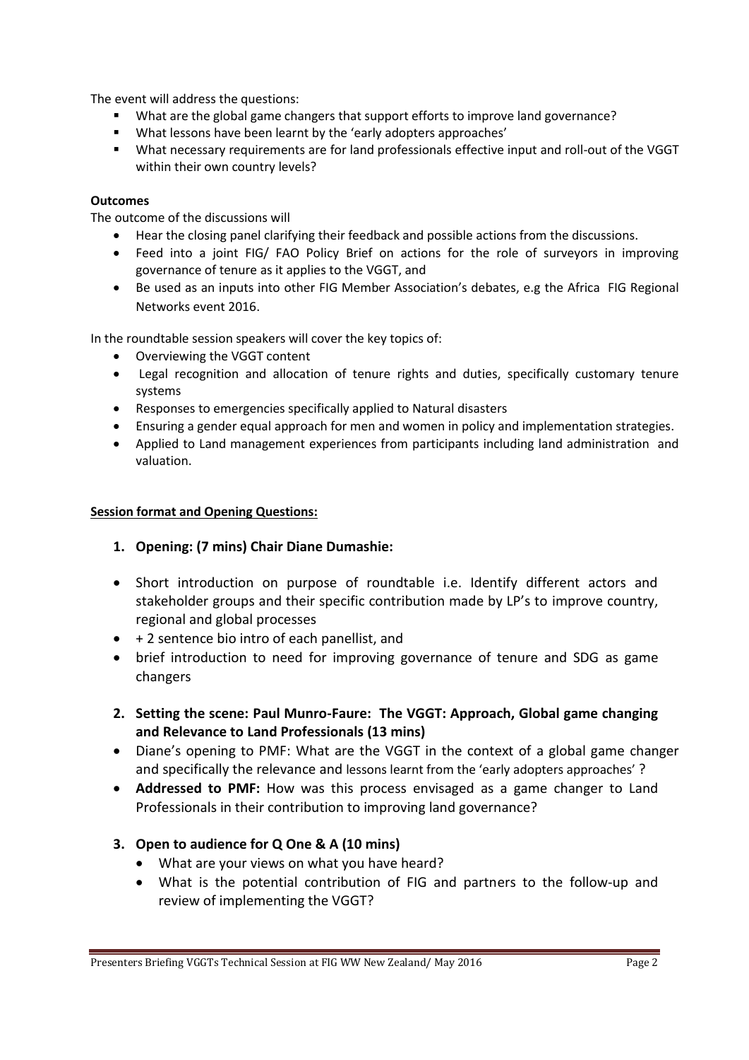The event will address the questions:

- What are the global game changers that support efforts to improve land governance?
- What lessons have been learnt by the 'early adopters approaches'
- What necessary requirements are for land professionals effective input and roll-out of the VGGT within their own country levels?

**Outcomes**

The outcome of the discussions will

- Hear the closing panel clarifying their feedback and possible actions from the discussions.
- Feed into a joint FIG/ FAO Policy Brief on actions for the role of surveyors in improving governance of tenure as it applies to the VGGT, and
- Be used as an inputs into other FIG Member Association's debates, e.g the Africa FIG Regional Networks event 2016.

In the roundtable session speakers will cover the key topics of:

- Overviewing the VGGT content
- Legal recognition and allocation of tenure rights and duties, specifically customary tenure systems
- Responses to emergencies specifically applied to Natural disasters
- Ensuring a gender equal approach for men and women in policy and implementation strategies.
- Applied to Land management experiences from participants including land administration and valuation.

<u>**Session format and Opening Questions:**</u>

1. **Opening: (7 mins) Chair Diane Dumashie:**

- Short introduction on purpose of roundtable i.e. Identify different actors and stakeholder groups and their specific contribution made by LP's to improve country, regional and global processes
- + 2 sentence bio intro of each panellist, and
- brief introduction to need for improving governance of tenure and SDG as game changers

2. **Setting the scene: Paul Munro-Faure: The VGGT: Approach, Global game changing and Relevance to Land Professionals (13 mins)**

- Diane's opening to PMF: What are the VGGT in the context of a global game changer and specifically the relevance and lessons learnt from the 'early adopters approaches' ?
- **Addressed to PMF:** How was this process envisaged as a game changer to Land Professionals in their contribution to improving land governance?

3. **Open to audience for Q One & A (10 mins)**
   - What are your views on what you have heard?
   - What is the potential contribution of FIG and partners to the follow-up and review of implementing the VGGT?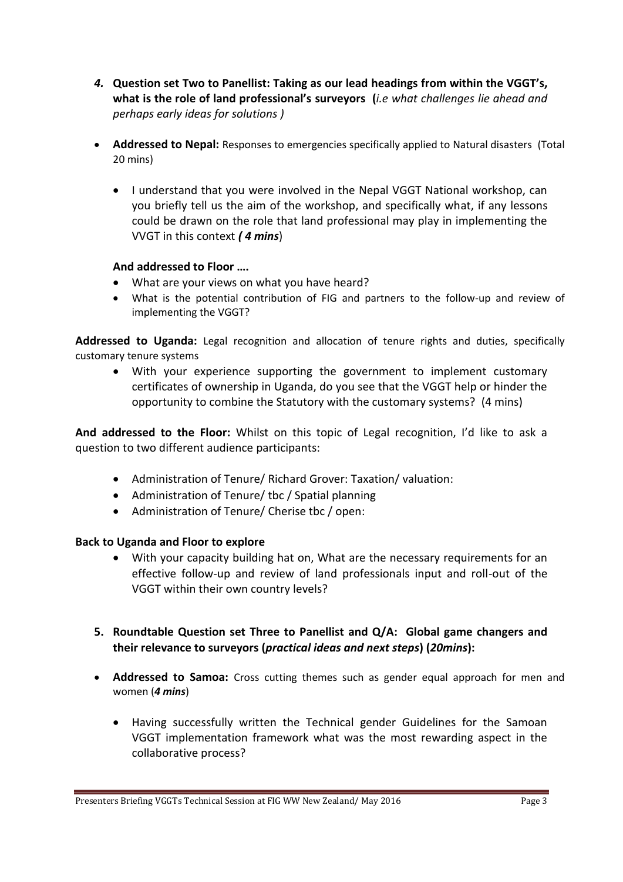4. **Question set Two to Panellist: Taking as our lead headings from within the VGGT's, what is the role of land professional's surveyors** (*i.e what challenges lie ahead and perhaps early ideas for solutions )*

- **Addressed to Nepal:** Responses to emergencies specifically applied to Natural disasters (Total 20 mins)
  - I understand that you were involved in the Nepal VGGT National workshop, can you briefly tell us the aim of the workshop, and specifically what, if any lessons could be drawn on the role that land professional may play in implementing the VVGT in this context *( 4 mins*)

  **And addressed to Floor ….**
  - What are your views on what you have heard?
  - What is the potential contribution of FIG and partners to the follow-up and review of implementing the VGGT?

**Addressed to Uganda:** Legal recognition and allocation of tenure rights and duties, specifically customary tenure systems

- With your experience supporting the government to implement customary certificates of ownership in Uganda, do you see that the VGGT help or hinder the opportunity to combine the Statutory with the customary systems? (4 mins)

**And addressed to the Floor:** Whilst on this topic of Legal recognition, I'd like to ask a question to two different audience participants:

- Administration of Tenure/ Richard Grover: Taxation/ valuation:
- Administration of Tenure/ tbc / Spatial planning
- Administration of Tenure/ Cherise tbc / open:

**Back to Uganda and Floor to explore**

- With your capacity building hat on, What are the necessary requirements for an effective follow-up and review of land professionals input and roll-out of the VGGT within their own country levels?

5. **Roundtable Question set Three to Panellist and Q/A: Global game changers and their relevance to surveyors (*practical ideas and next steps*) (*20mins*):**

- **Addressed to Samoa:** Cross cutting themes such as gender equal approach for men and women (***4 mins***)
  - Having successfully written the Technical gender Guidelines for the Samoan VGGT implementation framework what was the most rewarding aspect in the collaborative process?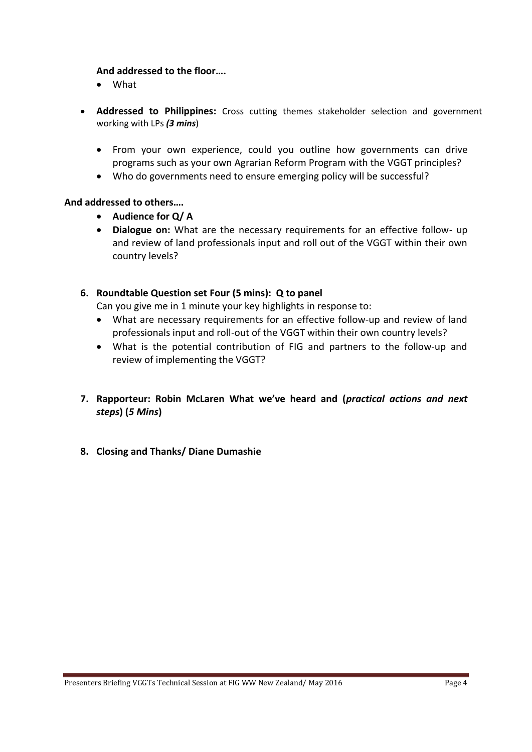**And addressed to the floor….**

- What

- **Addressed to Philippines:** Cross cutting themes stakeholder selection and government working with LPs ***(3 mins*)**
    - From your own experience, could you outline how governments can drive programs such as your own Agrarian Reform Program with the VGGT principles?
    - Who do governments need to ensure emerging policy will be successful?

**And addressed to others….**

- **Audience for Q/ A**
- **Dialogue on:** What are the necessary requirements for an effective follow- up and review of land professionals input and roll out of the VGGT within their own country levels?

6. **Roundtable Question set Four (5 mins): Q to panel**

   Can you give me in 1 minute your key highlights in response to:
    - What are necessary requirements for an effective follow-up and review of land professionals input and roll-out of the VGGT within their own country levels?
    - What is the potential contribution of FIG and partners to the follow-up and review of implementing the VGGT?

7. **Rapporteur: Robin McLaren What we've heard and (*practical actions and next steps*) (*5 Mins*)**

8. **Closing and Thanks/ Diane Dumashie**